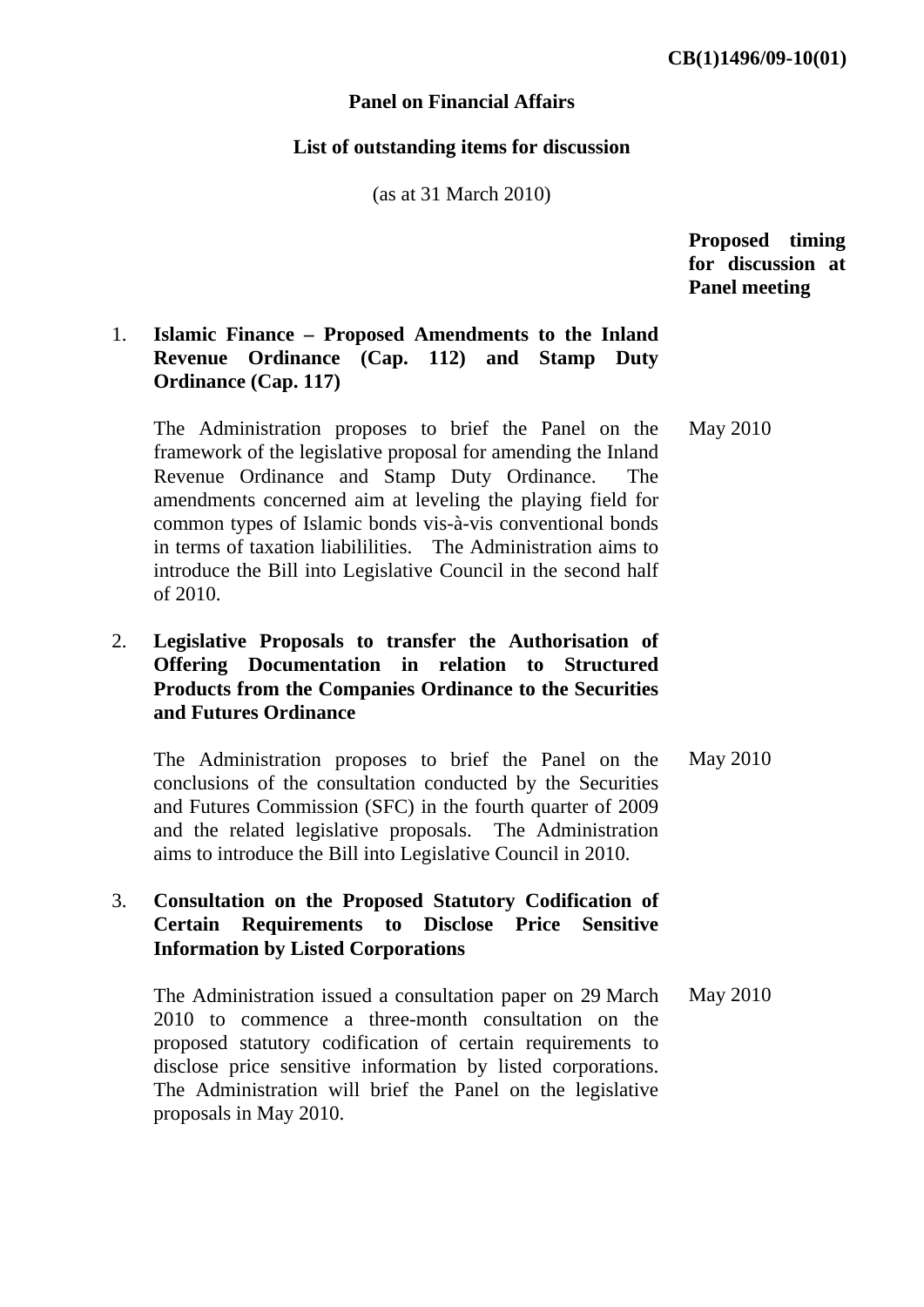**CB(1)1496/09-10(01)**

# Panel on Financial Affairs

## List of outstanding items for discussion

(as at 31 March 2010)

| | | Proposed timing for discussion at Panel meeting |
|---|---|---|
| 1. | **Islamic Finance – Proposed Amendments to the Inland Revenue Ordinance (Cap. 112) and Stamp Duty Ordinance (Cap. 117)** | |
| | The Administration proposes to brief the Panel on the framework of the legislative proposal for amending the Inland Revenue Ordinance and Stamp Duty Ordinance. The amendments concerned aim at leveling the playing field for common types of Islamic bonds vis-à-vis conventional bonds in terms of taxation liabililities. The Administration aims to introduce the Bill into Legislative Council in the second half of 2010. | May 2010 |
| 2. | **Legislative Proposals to transfer the Authorisation of Offering Documentation in relation to Structured Products from the Companies Ordinance to the Securities and Futures Ordinance** | |
| | The Administration proposes to brief the Panel on the conclusions of the consultation conducted by the Securities and Futures Commission (SFC) in the fourth quarter of 2009 and the related legislative proposals. The Administration aims to introduce the Bill into Legislative Council in 2010. | May 2010 |
| 3. | **Consultation on the Proposed Statutory Codification of Certain Requirements to Disclose Price Sensitive Information by Listed Corporations** | |
| | The Administration issued a consultation paper on 29 March 2010 to commence a three-month consultation on the proposed statutory codification of certain requirements to disclose price sensitive information by listed corporations. The Administration will brief the Panel on the legislative proposals in May 2010. | May 2010 |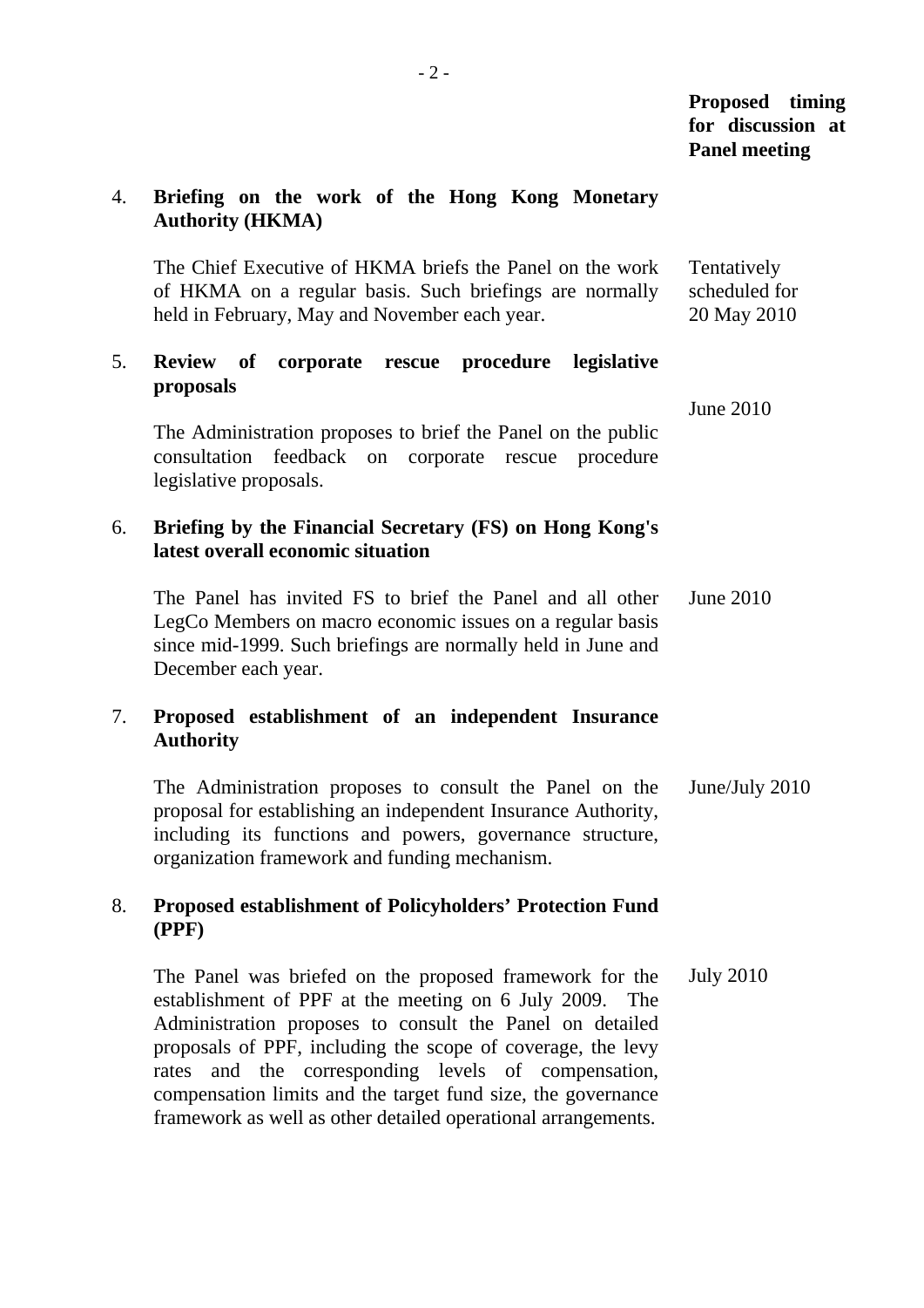| | | Proposed timing for discussion at Panel meeting |
|---|---|---|
| 4. | **Briefing on the work of the Hong Kong Monetary Authority (HKMA)** | |
| | The Chief Executive of HKMA briefs the Panel on the work of HKMA on a regular basis. Such briefings are normally held in February, May and November each year. | Tentatively scheduled for 20 May 2010 |
| 5. | **Review of corporate rescue procedure legislative proposals** | |
| | The Administration proposes to brief the Panel on the public consultation feedback on corporate rescue procedure legislative proposals. | June 2010 |
| 6. | **Briefing by the Financial Secretary (FS) on Hong Kong's latest overall economic situation** | |
| | The Panel has invited FS to brief the Panel and all other LegCo Members on macro economic issues on a regular basis since mid-1999. Such briefings are normally held in June and December each year. | June 2010 |
| 7. | **Proposed establishment of an independent Insurance Authority** | |
| | The Administration proposes to consult the Panel on the proposal for establishing an independent Insurance Authority, including its functions and powers, governance structure, organization framework and funding mechanism. | June/July 2010 |
| 8. | **Proposed establishment of Policyholders' Protection Fund (PPF)** | |
| | The Panel was briefed on the proposed framework for the establishment of PPF at the meeting on 6 July 2009. The Administration proposes to consult the Panel on detailed proposals of PPF, including the scope of coverage, the levy rates and the corresponding levels of compensation, compensation limits and the target fund size, the governance framework as well as other detailed operational arrangements. | July 2010 |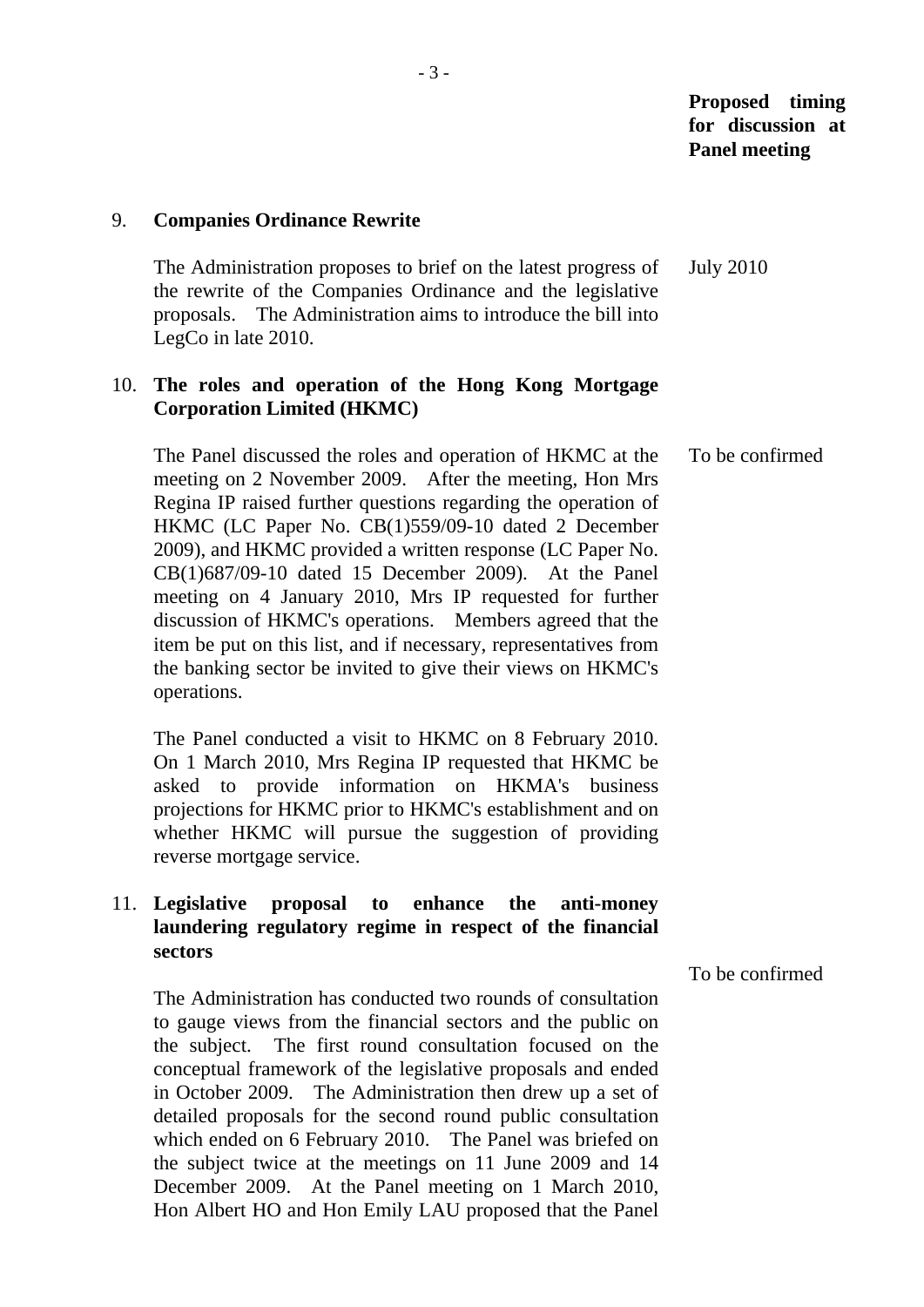**Proposed timing for discussion at Panel meeting**

9. **Companies Ordinance Rewrite**

   The Administration proposes to brief on the latest progress of the rewrite of the Companies Ordinance and the legislative proposals. The Administration aims to introduce the bill into LegCo in late 2010. — July 2010

10. **The roles and operation of the Hong Kong Mortgage Corporation Limited (HKMC)**

    The Panel discussed the roles and operation of HKMC at the meeting on 2 November 2009. After the meeting, Hon Mrs Regina IP raised further questions regarding the operation of HKMC (LC Paper No. CB(1)559/09-10 dated 2 December 2009), and HKMC provided a written response (LC Paper No. CB(1)687/09-10 dated 15 December 2009). At the Panel meeting on 4 January 2010, Mrs IP requested for further discussion of HKMC's operations. Members agreed that the item be put on this list, and if necessary, representatives from the banking sector be invited to give their views on HKMC's operations. — To be confirmed

    The Panel conducted a visit to HKMC on 8 February 2010. On 1 March 2010, Mrs Regina IP requested that HKMC be asked to provide information on HKMA's business projections for HKMC prior to HKMC's establishment and on whether HKMC will pursue the suggestion of providing reverse mortgage service.

11. **Legislative proposal to enhance the anti-money laundering regulatory regime in respect of the financial sectors** — To be confirmed

    The Administration has conducted two rounds of consultation to gauge views from the financial sectors and the public on the subject. The first round consultation focused on the conceptual framework of the legislative proposals and ended in October 2009. The Administration then drew up a set of detailed proposals for the second round public consultation which ended on 6 February 2010. The Panel was briefed on the subject twice at the meetings on 11 June 2009 and 14 December 2009. At the Panel meeting on 1 March 2010, Hon Albert HO and Hon Emily LAU proposed that the Panel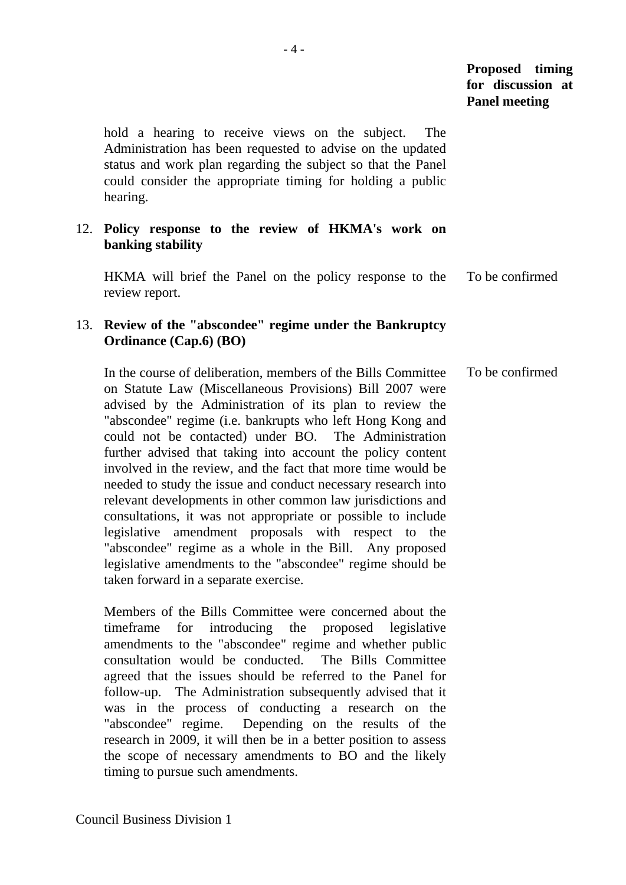**Proposed timing for discussion at Panel meeting**

hold a hearing to receive views on the subject. The Administration has been requested to advise on the updated status and work plan regarding the subject so that the Panel could consider the appropriate timing for holding a public hearing.

12. **Policy response to the review of HKMA's work on banking stability**

    HKMA will brief the Panel on the policy response to the review report. — To be confirmed

13. **Review of the "abscondee" regime under the Bankruptcy Ordinance (Cap.6) (BO)**

    In the course of deliberation, members of the Bills Committee on Statute Law (Miscellaneous Provisions) Bill 2007 were advised by the Administration of its plan to review the "abscondee" regime (i.e. bankrupts who left Hong Kong and could not be contacted) under BO. The Administration further advised that taking into account the policy content involved in the review, and the fact that more time would be needed to study the issue and conduct necessary research into relevant developments in other common law jurisdictions and consultations, it was not appropriate or possible to include legislative amendment proposals with respect to the "abscondee" regime as a whole in the Bill. Any proposed legislative amendments to the "abscondee" regime should be taken forward in a separate exercise. — To be confirmed

    Members of the Bills Committee were concerned about the timeframe for introducing the proposed legislative amendments to the "abscondee" regime and whether public consultation would be conducted. The Bills Committee agreed that the issues should be referred to the Panel for follow-up. The Administration subsequently advised that it was in the process of conducting a research on the "abscondee" regime. Depending on the results of the research in 2009, it will then be in a better position to assess the scope of necessary amendments to BO and the likely timing to pursue such amendments.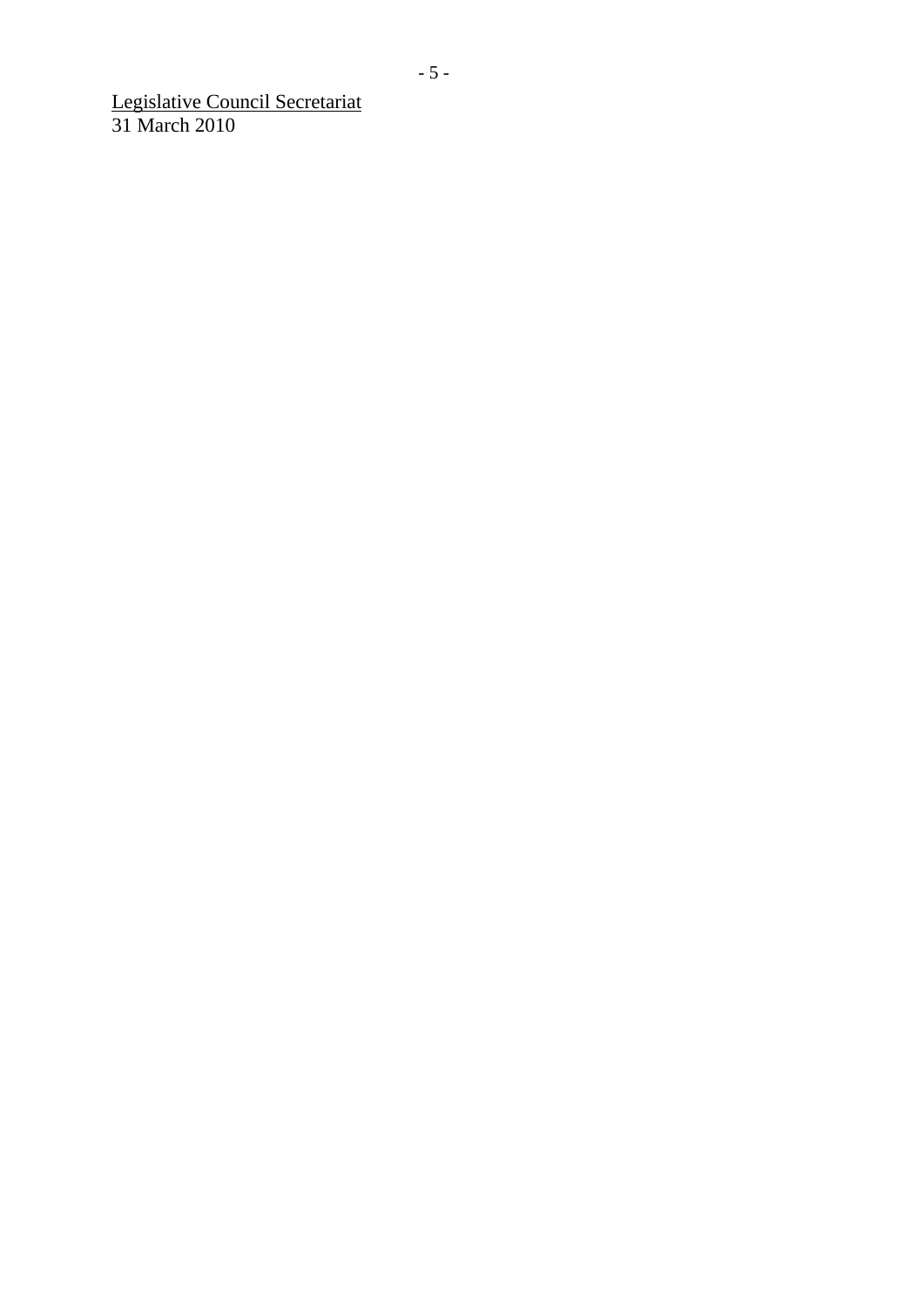<u>Legislative Council Secretariat</u>
31 March 2010